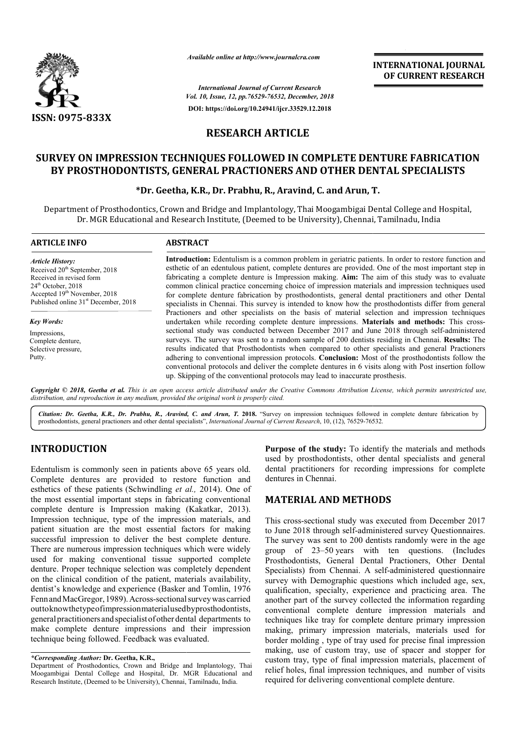*Available online at http://www.journalcra.com*

*International Journal of Current Research*
*Vol. 10, Issue, 12, pp.76529-76532, December, 2018*

**DOI: https://doi.org/10.24941/ijcr.33529.12.2018**

**INTERNATIONAL JOURNAL OF CURRENT RESEARCH**

**ISSN: 0975-833X**

## RESEARCH ARTICLE

# SURVEY ON IMPRESSION TECHNIQUES FOLLOWED IN COMPLETE DENTURE FABRICATION BY PROSTHODONTISTS, GENERAL PRACTIONERS AND OTHER DENTAL SPECIALISTS

**\*Dr. Geetha, K.R., Dr. Prabhu, R., Aravind, C. and Arun, T.**

Department of Prosthodontics, Crown and Bridge and Implantology, Thai Moogambigai Dental College and Hospital, Dr. MGR Educational and Research Institute, (Deemed to be University), Chennai, Tamilnadu, India

**ARTICLE INFO**

*Article History:*

Received 20th September, 2018
Received in revised form
24th October, 2018
Accepted 19th November, 2018
Published online 31st December, 2018

*Key Words:*

Impressions,
Complete denture,
Selective pressure,
Putty.

**ABSTRACT**

**Introduction:** Edentulism is a common problem in geriatric patients. In order to restore function and esthetic of an edentulous patient, complete dentures are provided. One of the most important step in fabricating a complete denture is Impression making. **Aim:** The aim of this study was to evaluate common clinical practice concerning choice of impression materials and impression techniques used for complete denture fabrication by prosthodontists, general dental practitioners and other Dental specialists in Chennai. This survey is intended to know how the prosthodontists differ from general Practioners and other specialists on the basis of material selection and impression techniques undertaken while recording complete denture impressions. **Materials and methods:** This cross-sectional study was conducted between December 2017 and June 2018 through self-administered surveys. The survey was sent to a random sample of 200 dentists residing in Chennai. **Results:** The results indicated that Prosthodontists when compared to other specialists and general Practioners adhering to conventional impression protocols. **Conclusion:** Most of the prosthodontists follow the conventional protocols and deliver the complete dentures in 6 visits along with Post insertion follow up. Skipping of the conventional protocols may lead to inaccurate prosthesis.

***Copyright © 2018, Geetha et al.*** *This is an open access article distributed under the Creative Commons Attribution License, which permits unrestricted use, distribution, and reproduction in any medium, provided the original work is properly cited.*

***Citation:*** *Dr. Geetha, K.R., Dr. Prabhu, R., Aravind, C. and Arun, T.* **2018.** "Survey on impression techniques followed in complete denture fabrication by prosthodontists, general practioners and other dental specialists", *International Journal of Current Research*, 10, (12), 76529-76532.

## INTRODUCTION

Edentulism is commonly seen in patients above 65 years old. Complete dentures are provided to restore function and esthetics of these patients (Schwindling *et al.,* 2014). One of the most essential important steps in fabricating conventional complete denture is Impression making (Kakatkar, 2013). Impression technique, type of the impression materials, and patient situation are the most essential factors for making successful impression to deliver the best complete denture. There are numerous impression techniques which were widely used for making conventional tissue supported complete denture. Proper technique selection was completely dependent on the clinical condition of the patient, materials availability, dentist's knowledge and experience (Basker and Tomlin, 1976 Fenn and MacGregor, 1989). Across-sectional survey was carried out to know the type of impression material used by prosthodontists, general practitioners and specialist of other dental departments to make complete denture impressions and their impression technique being followed. Feedback was evaluated.

**Purpose of the study:** To identify the materials and methods used by prosthodontists, other dental specialists and general dental practitioners for recording impressions for complete dentures in Chennai.

## MATERIAL AND METHODS

This cross-sectional study was executed from December 2017 to June 2018 through self-administered survey Questionnaires. The survey was sent to 200 dentists randomly were in the age group of 23–50 years with ten questions. (Includes Prosthodontists, General Dental Practioners, Other Dental Specialists) from Chennai. A self-administered questionnaire survey with Demographic questions which included age, sex, qualification, specialty, experience and practicing area. The another part of the survey collected the information regarding conventional complete denture impression materials and techniques like tray for complete denture primary impression making, primary impression materials, materials used for border molding , type of tray used for precise final impression making, use of custom tray, use of spacer and stopper for custom tray, type of final impression materials, placement of relief holes, final impression techniques, and number of visits required for delivering conventional complete denture.

*\*Corresponding Author:* **Dr. Geetha, K.R.,**
Department of Prosthodontics, Crown and Bridge and Implantology, Thai Moogambigai Dental College and Hospital, Dr. MGR Educational and Research Institute, (Deemed to be University), Chennai, Tamilnadu, India.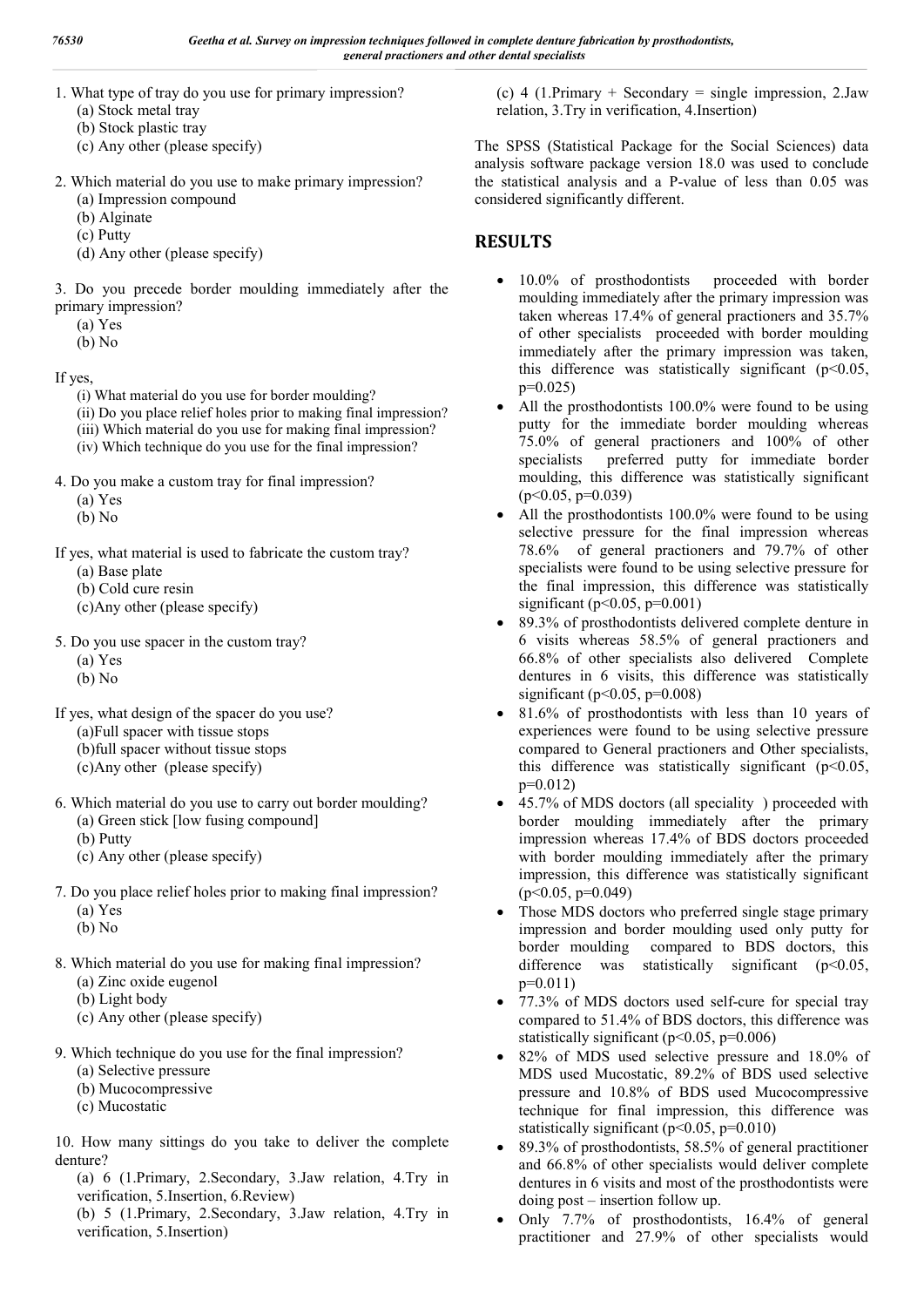1. What type of tray do you use for primary impression?
   (a) Stock metal tray
   (b) Stock plastic tray
   (c) Any other (please specify)

2. Which material do you use to make primary impression?
   (a) Impression compound
   (b) Alginate
   (c) Putty
   (d) Any other (please specify)

3. Do you precede border moulding immediately after the primary impression?
   (a) Yes
   (b) No

If yes,
   (i) What material do you use for border moulding?
   (ii) Do you place relief holes prior to making final impression?
   (iii) Which material do you use for making final impression?
   (iv) Which technique do you use for the final impression?

4. Do you make a custom tray for final impression?
   (a) Yes
   (b) No

If yes, what material is used to fabricate the custom tray?
   (a) Base plate
   (b) Cold cure resin
   (c) Any other (please specify)

5. Do you use spacer in the custom tray?
   (a) Yes
   (b) No

If yes, what design of the spacer do you use?
   (a) Full spacer with tissue stops
   (b) full spacer without tissue stops
   (c) Any other (please specify)

6. Which material do you use to carry out border moulding?
   (a) Green stick [low fusing compound]
   (b) Putty
   (c) Any other (please specify)

7. Do you place relief holes prior to making final impression?
   (a) Yes
   (b) No

8. Which material do you use for making final impression?
   (a) Zinc oxide eugenol
   (b) Light body
   (c) Any other (please specify)

9. Which technique do you use for the final impression?
   (a) Selective pressure
   (b) Mucocompressive
   (c) Mucostatic

10. How many sittings do you take to deliver the complete denture?
   (a) 6 (1.Primary, 2.Secondary, 3.Jaw relation, 4.Try in verification, 5.Insertion, 6.Review)
   (b) 5 (1.Primary, 2.Secondary, 3.Jaw relation, 4.Try in verification, 5.Insertion)
   (c) 4 (1.Primary + Secondary = single impression, 2.Jaw relation, 3.Try in verification, 4.Insertion)

The SPSS (Statistical Package for the Social Sciences) data analysis software package version 18.0 was used to conclude the statistical analysis and a P-value of less than 0.05 was considered significantly different.

## RESULTS

- 10.0% of prosthodontists proceeded with border moulding immediately after the primary impression was taken whereas 17.4% of general practioners and 35.7% of other specialists proceeded with border moulding immediately after the primary impression was taken, this difference was statistically significant ($p<0.05$, $p=0.025$)
- All the prosthodontists 100.0% were found to be using putty for the immediate border moulding whereas 75.0% of general practioners and 100% of other specialists preferred putty for immediate border moulding, this difference was statistically significant ($p<0.05$, $p=0.039$)
- All the prosthodontists 100.0% were found to be using selective pressure for the final impression whereas 78.6% of general practioners and 79.7% of other specialists were found to be using selective pressure for the final impression, this difference was statistically significant ($p<0.05$, $p=0.001$)
- 89.3% of prosthodontists delivered complete denture in 6 visits whereas 58.5% of general practioners and 66.8% of other specialists also delivered Complete dentures in 6 visits, this difference was statistically significant ($p<0.05$, $p=0.008$)
- 81.6% of prosthodontists with less than 10 years of experiences were found to be using selective pressure compared to General practioners and Other specialists, this difference was statistically significant ($p<0.05$, $p=0.012$)
- 45.7% of MDS doctors (all speciality ) proceeded with border moulding immediately after the primary impression whereas 17.4% of BDS doctors proceeded with border moulding immediately after the primary impression, this difference was statistically significant ($p<0.05$, $p=0.049$)
- Those MDS doctors who preferred single stage primary impression and border moulding used only putty for border moulding compared to BDS doctors, this difference was statistically significant ($p<0.05$, $p=0.011$)
- 77.3% of MDS doctors used self-cure for special tray compared to 51.4% of BDS doctors, this difference was statistically significant ($p<0.05$, $p=0.006$)
- 82% of MDS used selective pressure and 18.0% of MDS used Mucostatic, 89.2% of BDS used selective pressure and 10.8% of BDS used Mucocompressive technique for final impression, this difference was statistically significant ($p<0.05$, $p=0.010$)
- 89.3% of prosthodontists, 58.5% of general practitioner and 66.8% of other specialists would deliver complete dentures in 6 visits and most of the prosthodontists were doing post – insertion follow up.
- Only 7.7% of prosthodontists, 16.4% of general practitioner and 27.9% of other specialists would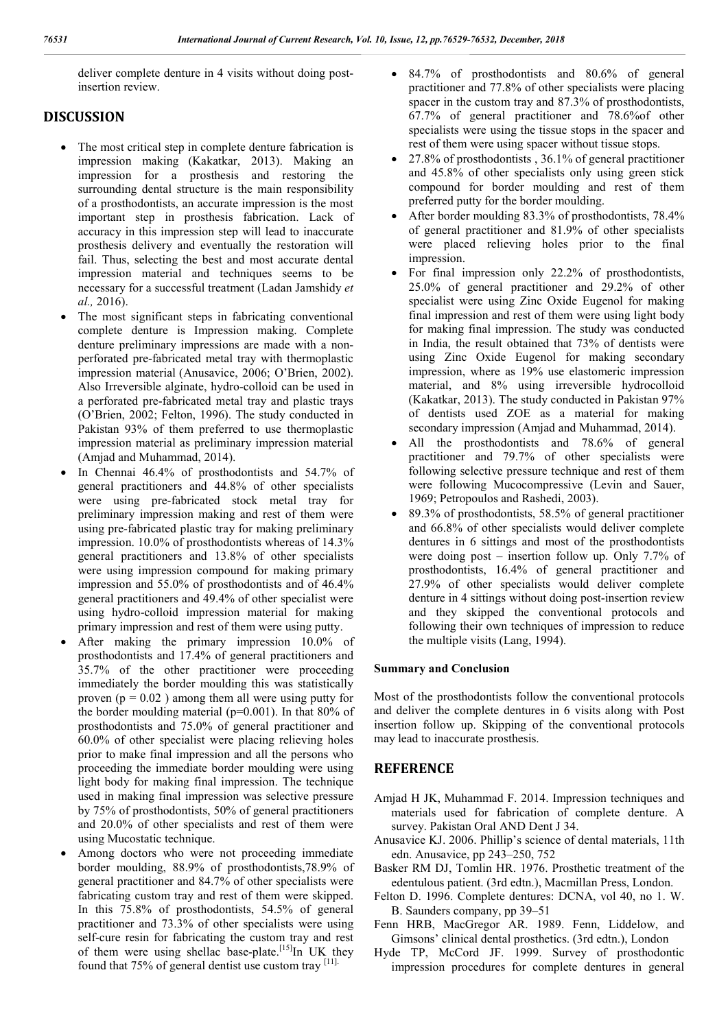deliver complete denture in 4 visits without doing post-insertion review.

## DISCUSSION

- The most critical step in complete denture fabrication is impression making (Kakatkar, 2013). Making an impression for a prosthesis and restoring the surrounding dental structure is the main responsibility of a prosthodontists, an accurate impression is the most important step in prosthesis fabrication. Lack of accuracy in this impression step will lead to inaccurate prosthesis delivery and eventually the restoration will fail. Thus, selecting the best and most accurate dental impression material and techniques seems to be necessary for a successful treatment (Ladan Jamshidy *et al.,* 2016).
- The most significant steps in fabricating conventional complete denture is Impression making. Complete denture preliminary impressions are made with a non-perforated pre-fabricated metal tray with thermoplastic impression material (Anusavice, 2006; O'Brien, 2002). Also Irreversible alginate, hydro-colloid can be used in a perforated pre-fabricated metal tray and plastic trays (O'Brien, 2002; Felton, 1996). The study conducted in Pakistan 93% of them preferred to use thermoplastic impression material as preliminary impression material (Amjad and Muhammad, 2014).
- In Chennai 46.4% of prosthodontists and 54.7% of general practitioners and 44.8% of other specialists were using pre-fabricated stock metal tray for preliminary impression making and rest of them were using pre-fabricated plastic tray for making preliminary impression. 10.0% of prosthodontists whereas of 14.3% general practitioners and 13.8% of other specialists were using impression compound for making primary impression and 55.0% of prosthodontists and of 46.4% general practitioners and 49.4% of other specialist were using hydro-colloid impression material for making primary impression and rest of them were using putty.
- After making the primary impression 10.0% of prosthodontists and 17.4% of general practitioners and 35.7% of the other practitioner were proceeding immediately the border moulding this was statistically proven ($p = 0.02$ ) among them all were using putty for the border moulding material ($p=0.001$). In that 80% of prosthodontists and 75.0% of general practitioner and 60.0% of other specialist were placing relieving holes prior to make final impression and all the persons who proceeding the immediate border moulding were using light body for making final impression. The technique used in making final impression was selective pressure by 75% of prosthodontists, 50% of general practitioners and 20.0% of other specialists and rest of them were using Mucostatic technique.
- Among doctors who were not proceeding immediate border moulding, 88.9% of prosthodontists,78.9% of general practitioner and 84.7% of other specialists were fabricating custom tray and rest of them were skipped. In this 75.8% of prosthodontists, 54.5% of general practitioner and 73.3% of other specialists were using self-cure resin for fabricating the custom tray and rest of them were using shellac base-plate.[15]In UK they found that 75% of general dentist use custom tray [11].
- 84.7% of prosthodontists and 80.6% of general practitioner and 77.8% of other specialists were placing spacer in the custom tray and 87.3% of prosthodontists, 67.7% of general practitioner and 78.6%of other specialists were using the tissue stops in the spacer and rest of them were using spacer without tissue stops.
- 27.8% of prosthodontists , 36.1% of general practitioner and 45.8% of other specialists only using green stick compound for border moulding and rest of them preferred putty for the border moulding.
- After border moulding 83.3% of prosthodontists, 78.4% of general practitioner and 81.9% of other specialists were placed relieving holes prior to the final impression.
- For final impression only 22.2% of prosthodontists, 25.0% of general practitioner and 29.2% of other specialist were using Zinc Oxide Eugenol for making final impression and rest of them were using light body for making final impression. The study was conducted in India, the result obtained that 73% of dentists were using Zinc Oxide Eugenol for making secondary impression, where as 19% use elastomeric impression material, and 8% using irreversible hydrocolloid (Kakatkar, 2013). The study conducted in Pakistan 97% of dentists used ZOE as a material for making secondary impression (Amjad and Muhammad, 2014).
- All the prosthodontists and 78.6% of general practitioner and 79.7% of other specialists were following selective pressure technique and rest of them were following Mucocompressive (Levin and Sauer, 1969; Petropoulos and Rashedi, 2003).
- 89.3% of prosthodontists, 58.5% of general practitioner and 66.8% of other specialists would deliver complete dentures in 6 sittings and most of the prosthodontists were doing post – insertion follow up. Only 7.7% of prosthodontists, 16.4% of general practitioner and 27.9% of other specialists would deliver complete denture in 4 sittings without doing post-insertion review and they skipped the conventional protocols and following their own techniques of impression to reduce the multiple visits (Lang, 1994).

### Summary and Conclusion

Most of the prosthodontists follow the conventional protocols and deliver the complete dentures in 6 visits along with Post insertion follow up. Skipping of the conventional protocols may lead to inaccurate prosthesis.

## REFERENCE

Amjad H JK, Muhammad F. 2014. Impression techniques and materials used for fabrication of complete denture. A survey. Pakistan Oral AND Dent J 34.

Anusavice KJ. 2006. Phillip's science of dental materials, 11th edn. Anusavice, pp 243–250, 752

Basker RM DJ, Tomlin HR. 1976. Prosthetic treatment of the edentulous patient. (3rd edtn.), Macmillan Press, London.

Felton D. 1996. Complete dentures: DCNA, vol 40, no 1. W. B. Saunders company, pp 39–51

Fenn HRB, MacGregor AR. 1989. Fenn, Liddelow, and Gimsons' clinical dental prosthetics. (3rd edtn.), London

Hyde TP, McCord JF. 1999. Survey of prosthodontic impression procedures for complete dentures in general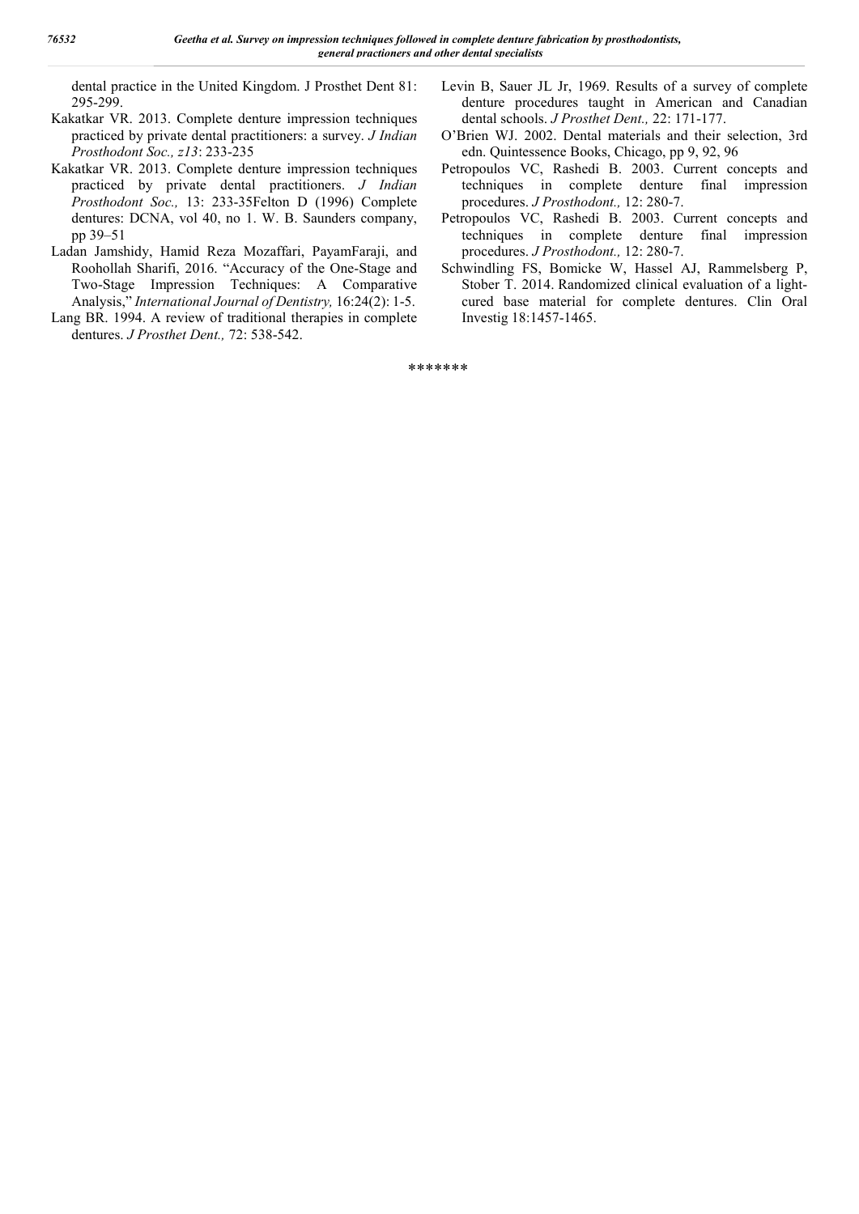dental practice in the United Kingdom. J Prosthet Dent 81: 295-299.

Kakatkar VR. 2013. Complete denture impression techniques practiced by private dental practitioners: a survey. *J Indian Prosthodont Soc., z13*: 233-235

Kakatkar VR. 2013. Complete denture impression techniques practiced by private dental practitioners. *J Indian Prosthodont Soc.,* 13: 233-35Felton D (1996) Complete dentures: DCNA, vol 40, no 1. W. B. Saunders company, pp 39–51

Ladan Jamshidy, Hamid Reza Mozaffari, PayamFaraji, and Roohollah Sharifi, 2016. "Accuracy of the One-Stage and Two-Stage Impression Techniques: A Comparative Analysis," *International Journal of Dentistry,* 16:24(2): 1-5.

Lang BR. 1994. A review of traditional therapies in complete dentures. *J Prosthet Dent.,* 72: 538-542.

Levin B, Sauer JL Jr, 1969. Results of a survey of complete denture procedures taught in American and Canadian dental schools. *J Prosthet Dent.,* 22: 171-177.

O'Brien WJ. 2002. Dental materials and their selection, 3rd edn. Quintessence Books, Chicago, pp 9, 92, 96

Petropoulos VC, Rashedi B. 2003. Current concepts and techniques in complete denture final impression procedures. *J Prosthodont.,* 12: 280-7.

Petropoulos VC, Rashedi B. 2003. Current concepts and techniques in complete denture final impression procedures. *J Prosthodont.,* 12: 280-7.

Schwindling FS, Bomicke W, Hassel AJ, Rammelsberg P, Stober T. 2014. Randomized clinical evaluation of a light-cured base material for complete dentures. Clin Oral Investig 18:1457-1465.

*******